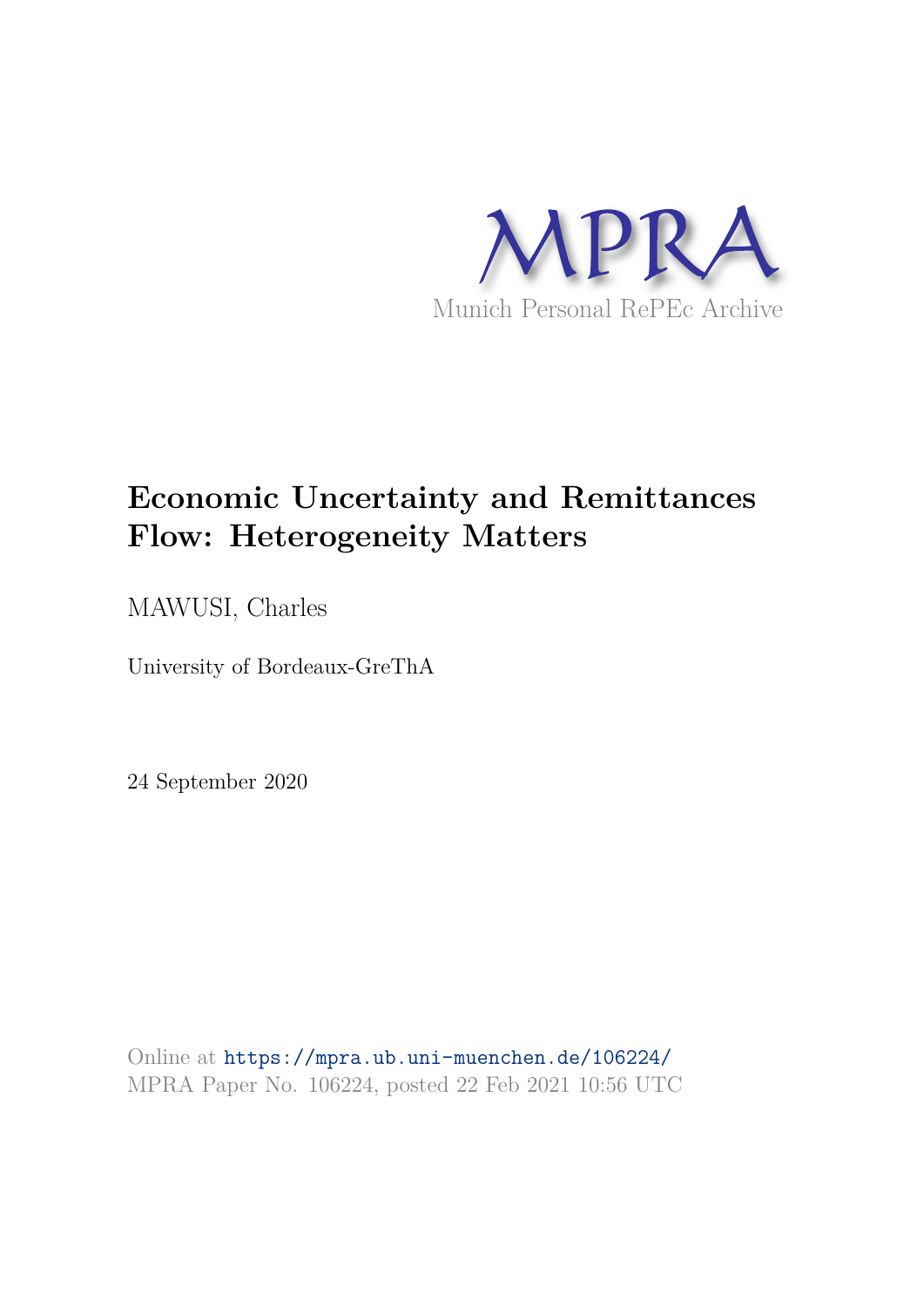MPRA

Munich Personal RePEc Archive

# Economic Uncertainty and Remittances Flow: Heterogeneity Matters

MAWUSI, Charles

University of Bordeaux-GreThA

24 September 2020

Online at https://mpra.ub.uni-muenchen.de/106224/
MPRA Paper No. 106224, posted 22 Feb 2021 10:56 UTC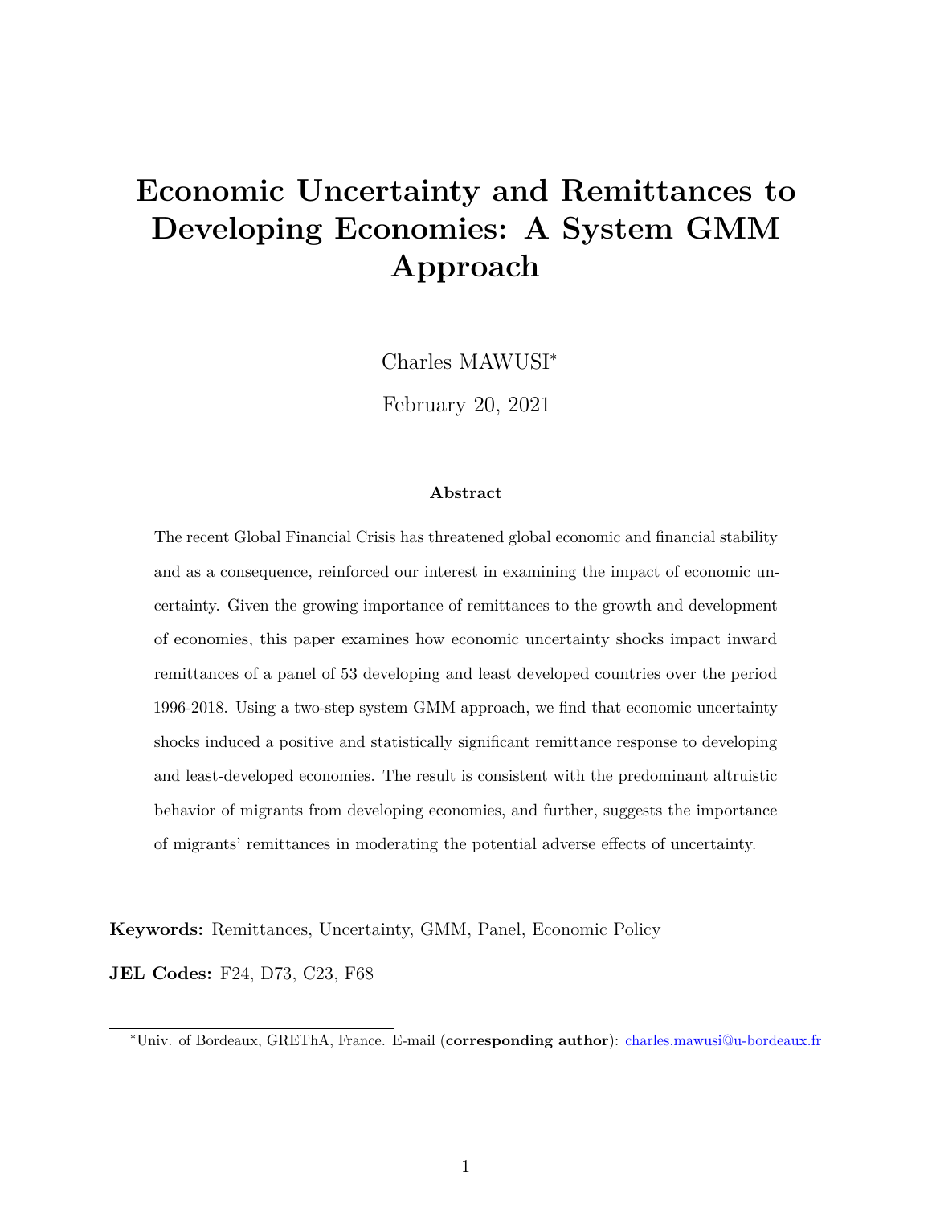# Economic Uncertainty and Remittances to Developing Economies: A System GMM Approach

Charles MAWUSI[*]

February 20, 2021

**Abstract**

The recent Global Financial Crisis has threatened global economic and financial stability and as a consequence, reinforced our interest in examining the impact of economic uncertainty. Given the growing importance of remittances to the growth and development of economies, this paper examines how economic uncertainty shocks impact inward remittances of a panel of 53 developing and least developed countries over the period 1996-2018. Using a two-step system GMM approach, we find that economic uncertainty shocks induced a positive and statistically significant remittance response to developing and least-developed economies. The result is consistent with the predominant altruistic behavior of migrants from developing economies, and further, suggests the importance of migrants' remittances in moderating the potential adverse effects of uncertainty.

**Keywords:** Remittances, Uncertainty, GMM, Panel, Economic Policy

**JEL Codes:** F24, D73, C23, F68

[*] Univ. of Bordeaux, GREThA, France. E-mail (**corresponding author**): charles.mawusi@u-bordeaux.fr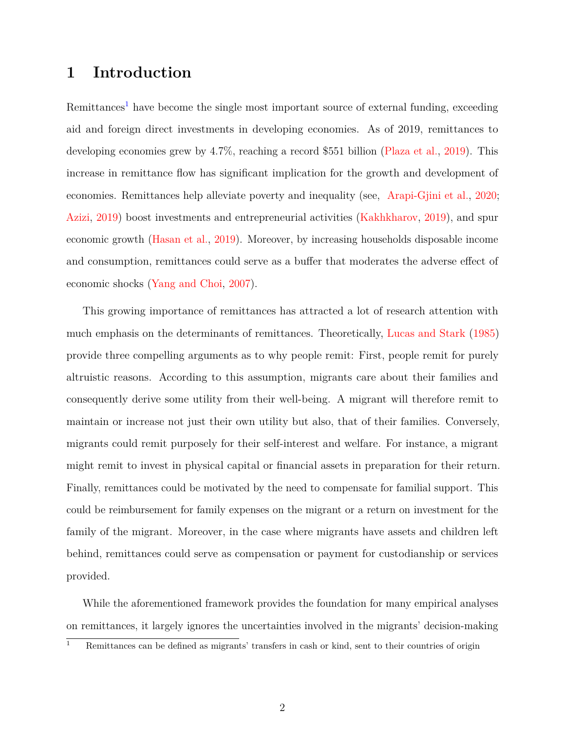# 1 Introduction

Remittances[1] have become the single most important source of external funding, exceeding aid and foreign direct investments in developing economies. As of 2019, remittances to developing economies grew by 4.7%, reaching a record $551 billion (Plaza et al., 2019). This increase in remittance flow has significant implication for the growth and development of economies. Remittances help alleviate poverty and inequality (see, Arapi-Gjini et al., 2020; Azizi, 2019) boost investments and entrepreneurial activities (Kakhkharov, 2019), and spur economic growth (Hasan et al., 2019). Moreover, by increasing households disposable income and consumption, remittances could serve as a buffer that moderates the adverse effect of economic shocks (Yang and Choi, 2007).

This growing importance of remittances has attracted a lot of research attention with much emphasis on the determinants of remittances. Theoretically, Lucas and Stark (1985) provide three compelling arguments as to why people remit: First, people remit for purely altruistic reasons. According to this assumption, migrants care about their families and consequently derive some utility from their well-being. A migrant will therefore remit to maintain or increase not just their own utility but also, that of their families. Conversely, migrants could remit purposely for their self-interest and welfare. For instance, a migrant might remit to invest in physical capital or financial assets in preparation for their return. Finally, remittances could be motivated by the need to compensate for familial support. This could be reimbursement for family expenses on the migrant or a return on investment for the family of the migrant. Moreover, in the case where migrants have assets and children left behind, remittances could serve as compensation or payment for custodianship or services provided.

While the aforementioned framework provides the foundation for many empirical analyses on remittances, it largely ignores the uncertainties involved in the migrants' decision-making

[1] Remittances can be defined as migrants' transfers in cash or kind, sent to their countries of origin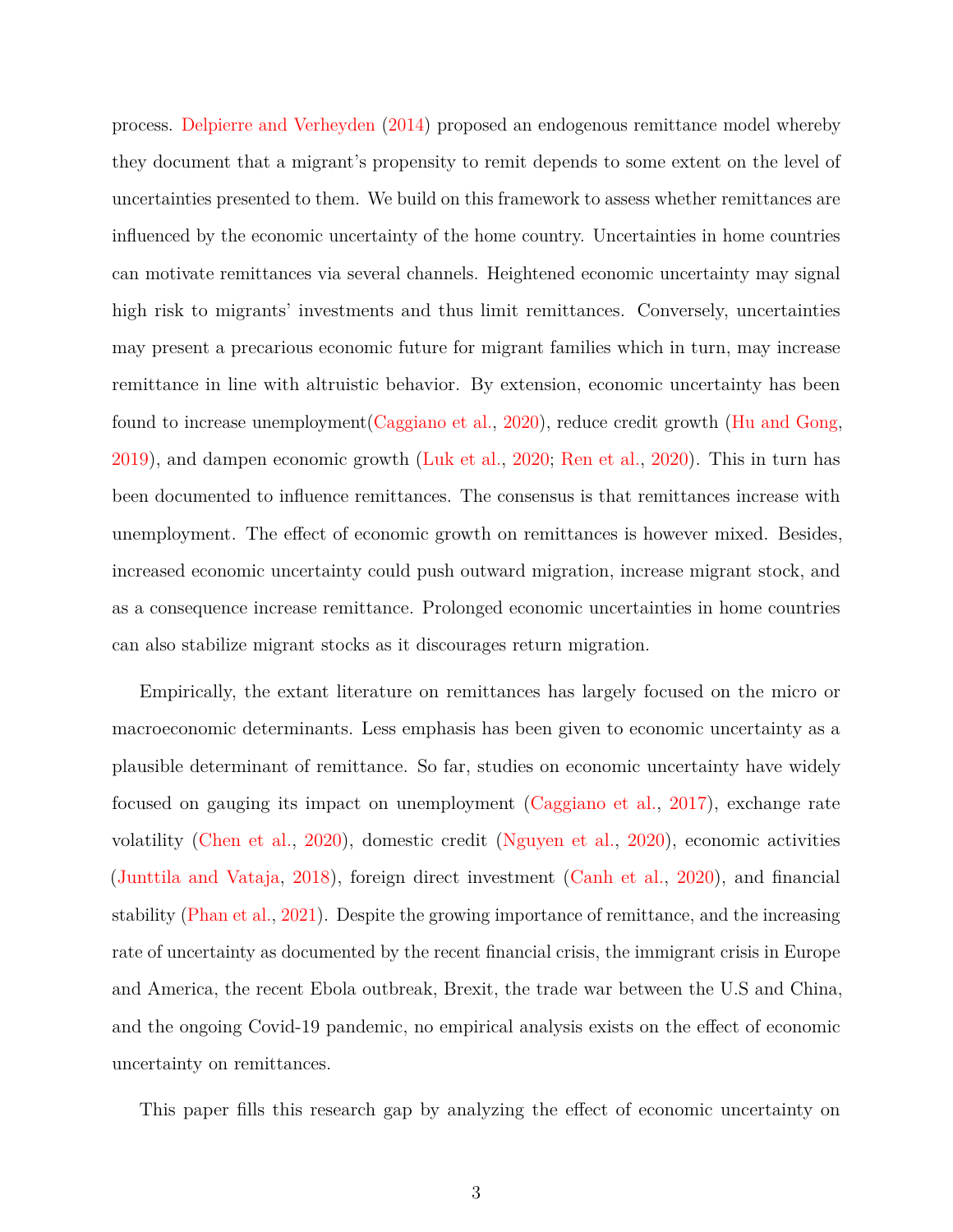process. Delpierre and Verheyden (2014) proposed an endogenous remittance model whereby they document that a migrant's propensity to remit depends to some extent on the level of uncertainties presented to them. We build on this framework to assess whether remittances are influenced by the economic uncertainty of the home country. Uncertainties in home countries can motivate remittances via several channels. Heightened economic uncertainty may signal high risk to migrants' investments and thus limit remittances. Conversely, uncertainties may present a precarious economic future for migrant families which in turn, may increase remittance in line with altruistic behavior. By extension, economic uncertainty has been found to increase unemployment(Caggiano et al., 2020), reduce credit growth (Hu and Gong, 2019), and dampen economic growth (Luk et al., 2020; Ren et al., 2020). This in turn has been documented to influence remittances. The consensus is that remittances increase with unemployment. The effect of economic growth on remittances is however mixed. Besides, increased economic uncertainty could push outward migration, increase migrant stock, and as a consequence increase remittance. Prolonged economic uncertainties in home countries can also stabilize migrant stocks as it discourages return migration.

Empirically, the extant literature on remittances has largely focused on the micro or macroeconomic determinants. Less emphasis has been given to economic uncertainty as a plausible determinant of remittance. So far, studies on economic uncertainty have widely focused on gauging its impact on unemployment (Caggiano et al., 2017), exchange rate volatility (Chen et al., 2020), domestic credit (Nguyen et al., 2020), economic activities (Junttila and Vataja, 2018), foreign direct investment (Canh et al., 2020), and financial stability (Phan et al., 2021). Despite the growing importance of remittance, and the increasing rate of uncertainty as documented by the recent financial crisis, the immigrant crisis in Europe and America, the recent Ebola outbreak, Brexit, the trade war between the U.S and China, and the ongoing Covid-19 pandemic, no empirical analysis exists on the effect of economic uncertainty on remittances.

This paper fills this research gap by analyzing the effect of economic uncertainty on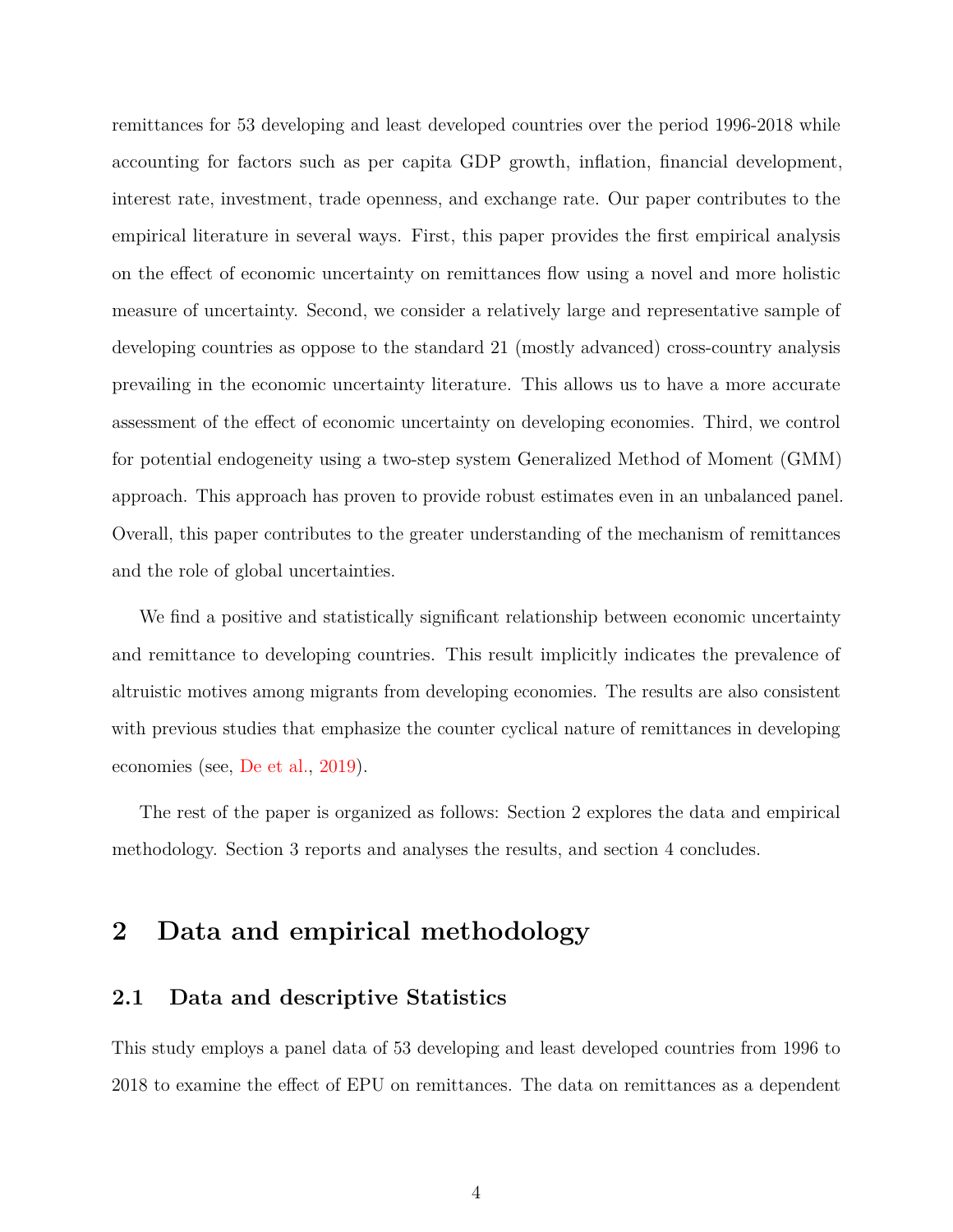remittances for 53 developing and least developed countries over the period 1996-2018 while accounting for factors such as per capita GDP growth, inflation, financial development, interest rate, investment, trade openness, and exchange rate. Our paper contributes to the empirical literature in several ways. First, this paper provides the first empirical analysis on the effect of economic uncertainty on remittances flow using a novel and more holistic measure of uncertainty. Second, we consider a relatively large and representative sample of developing countries as oppose to the standard 21 (mostly advanced) cross-country analysis prevailing in the economic uncertainty literature. This allows us to have a more accurate assessment of the effect of economic uncertainty on developing economies. Third, we control for potential endogeneity using a two-step system Generalized Method of Moment (GMM) approach. This approach has proven to provide robust estimates even in an unbalanced panel. Overall, this paper contributes to the greater understanding of the mechanism of remittances and the role of global uncertainties.

We find a positive and statistically significant relationship between economic uncertainty and remittance to developing countries. This result implicitly indicates the prevalence of altruistic motives among migrants from developing economies. The results are also consistent with previous studies that emphasize the counter cyclical nature of remittances in developing economies (see, De et al., 2019).

The rest of the paper is organized as follows: Section 2 explores the data and empirical methodology. Section 3 reports and analyses the results, and section 4 concludes.

# 2 Data and empirical methodology

## 2.1 Data and descriptive Statistics

This study employs a panel data of 53 developing and least developed countries from 1996 to 2018 to examine the effect of EPU on remittances. The data on remittances as a dependent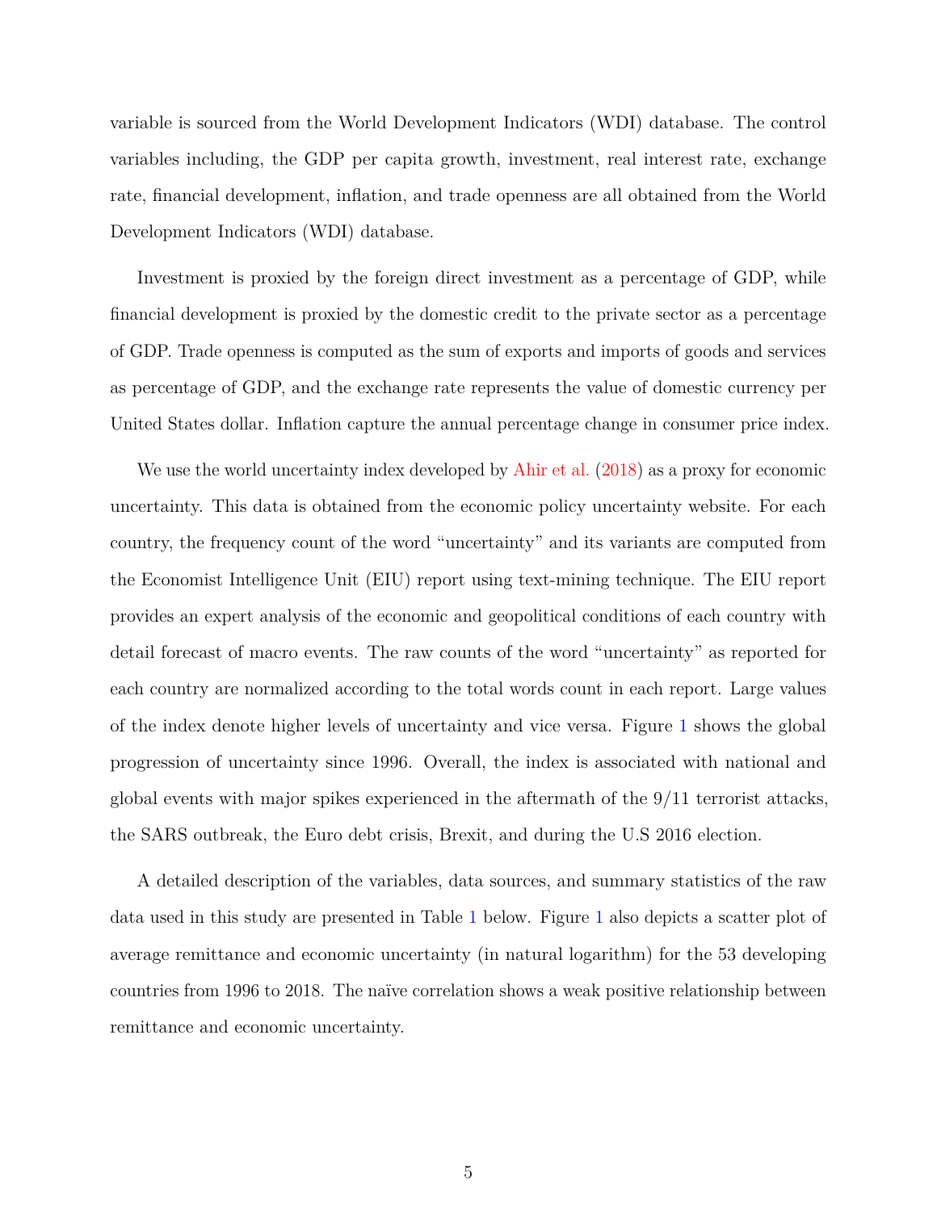variable is sourced from the World Development Indicators (WDI) database. The control variables including, the GDP per capita growth, investment, real interest rate, exchange rate, financial development, inflation, and trade openness are all obtained from the World Development Indicators (WDI) database.

Investment is proxied by the foreign direct investment as a percentage of GDP, while financial development is proxied by the domestic credit to the private sector as a percentage of GDP. Trade openness is computed as the sum of exports and imports of goods and services as percentage of GDP, and the exchange rate represents the value of domestic currency per United States dollar. Inflation capture the annual percentage change in consumer price index.

We use the world uncertainty index developed by Ahir et al. (2018) as a proxy for economic uncertainty. This data is obtained from the economic policy uncertainty website. For each country, the frequency count of the word "uncertainty" and its variants are computed from the Economist Intelligence Unit (EIU) report using text-mining technique. The EIU report provides an expert analysis of the economic and geopolitical conditions of each country with detail forecast of macro events. The raw counts of the word "uncertainty" as reported for each country are normalized according to the total words count in each report. Large values of the index denote higher levels of uncertainty and vice versa. Figure 1 shows the global progression of uncertainty since 1996. Overall, the index is associated with national and global events with major spikes experienced in the aftermath of the 9/11 terrorist attacks, the SARS outbreak, the Euro debt crisis, Brexit, and during the U.S 2016 election.

A detailed description of the variables, data sources, and summary statistics of the raw data used in this study are presented in Table 1 below. Figure 1 also depicts a scatter plot of average remittance and economic uncertainty (in natural logarithm) for the 53 developing countries from 1996 to 2018. The naïve correlation shows a weak positive relationship between remittance and economic uncertainty.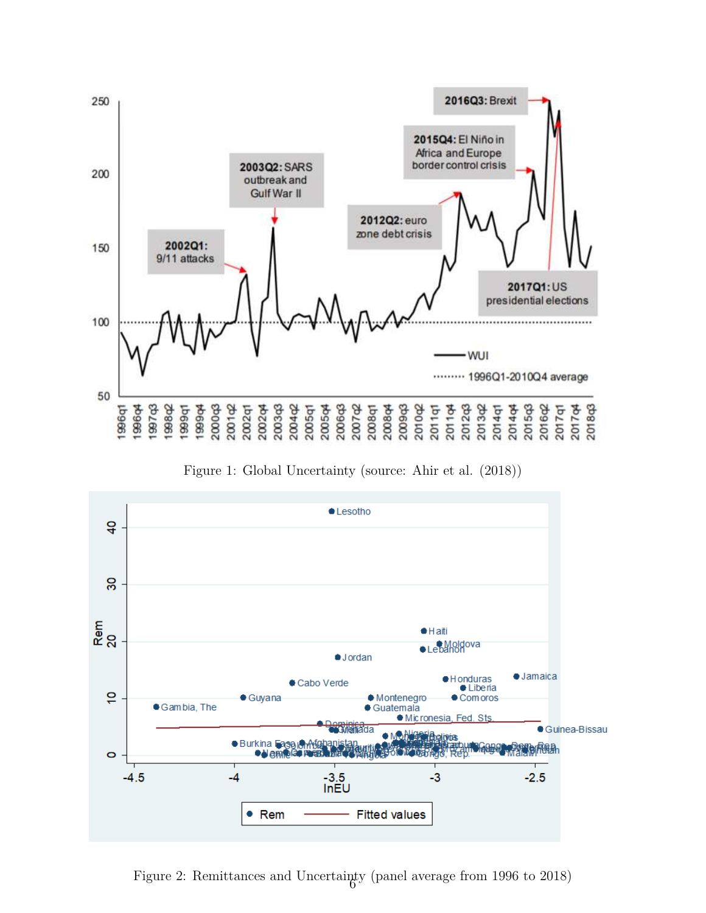Figure 1: Global Uncertainty (source: Ahir et al. (2018))

Figure 2: Remittances and Uncertainty (panel average from 1996 to 2018)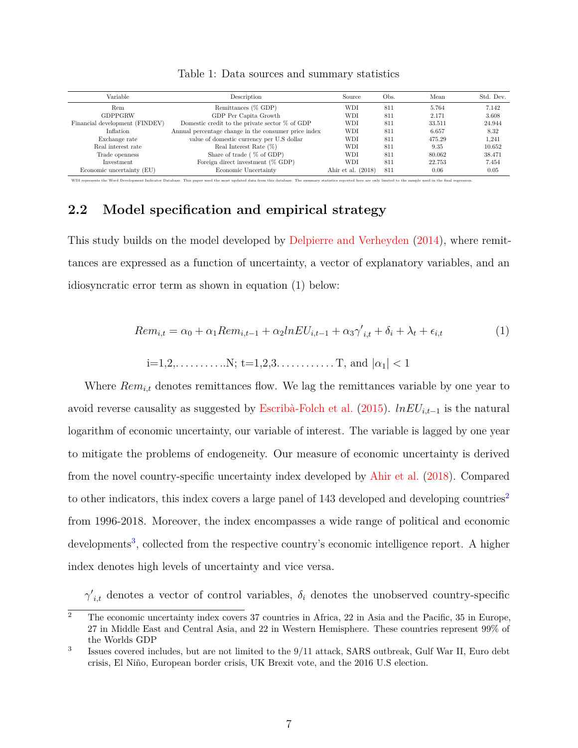Table 1: Data sources and summary statistics

| Variable | Description | Source | Obs. | Mean | Std. Dev. |
|---|---|---|---|---|---|
| Rem | Remittances (% GDP) | WDI | 811 | 5.764 | 7.142 |
| GDPPGRW | GDP Per Capita Growth | WDI | 811 | 2.171 | 3.608 |
| Financial development (FINDEV) | Domestic credit to the private sector % of GDP | WDI | 811 | 33.511 | 24.944 |
| Inflation | Annual percentage change in the consumer price index | WDI | 811 | 6.657 | 8.32 |
| Exchange rate | value of domestic currency per U.S dollar | WDI | 811 | 475.29 | 1,241 |
| Real interest rate | Real Interest Rate (%) | WDI | 811 | 9.35 | 10.652 |
| Trade openness | Share of trade ( % of GDP) | WDI | 811 | 80.062 | 38.471 |
| Investment | Foreign direct investment (% GDP) | WDI | 811 | 22.753 | 7.454 |
| Economic uncertainty (EU) | Economic Uncertainty | Ahir et al. (2018) | 811 | 0.06 | 0.05 |

WDI represents the Word Development Indicator Database. This paper used the most updated data from this database. The summary statistics reported here are only limited to the sample used in the final regression.

## 2.2 Model specification and empirical strategy

This study builds on the model developed by Delpierre and Verheyden (2014), where remittances are expressed as a function of uncertainty, a vector of explanatory variables, and an idiosyncratic error term as shown in equation (1) below:

$$Rem_{i,t} = \alpha_0 + \alpha_1 Rem_{i,t-1} + \alpha_2 lnEU_{i,t-1} + \alpha_3 \gamma'_{i,t} + \delta_i + \lambda_t + \epsilon_{i,t} \tag{1}$$

$$i=1,2,\ldots\ldots\ldots..N;\ t=1,2,3\ldots\ldots\ldots\ldots T, \text{ and } |\alpha_1| < 1$$

Where $Rem_{i,t}$ denotes remittances flow. We lag the remittances variable by one year to avoid reverse causality as suggested by Escribà-Folch et al. (2015). $lnEU_{i,t-1}$ is the natural logarithm of economic uncertainty, our variable of interest. The variable is lagged by one year to mitigate the problems of endogeneity. Our measure of economic uncertainty is derived from the novel country-specific uncertainty index developed by Ahir et al. (2018). Compared to other indicators, this index covers a large panel of 143 developed and developing countries[2] from 1996-2018. Moreover, the index encompasses a wide range of political and economic developments[3], collected from the respective country's economic intelligence report. A higher index denotes high levels of uncertainty and vice versa.

$\gamma'_{i,t}$ denotes a vector of control variables, $\delta_i$ denotes the unobserved country-specific

[2] The economic uncertainty index covers 37 countries in Africa, 22 in Asia and the Pacific, 35 in Europe, 27 in Middle East and Central Asia, and 22 in Western Hemisphere. These countries represent 99% of the Worlds GDP

[3] Issues covered includes, but are not limited to the 9/11 attack, SARS outbreak, Gulf War II, Euro debt crisis, El Niño, European border crisis, UK Brexit vote, and the 2016 U.S election.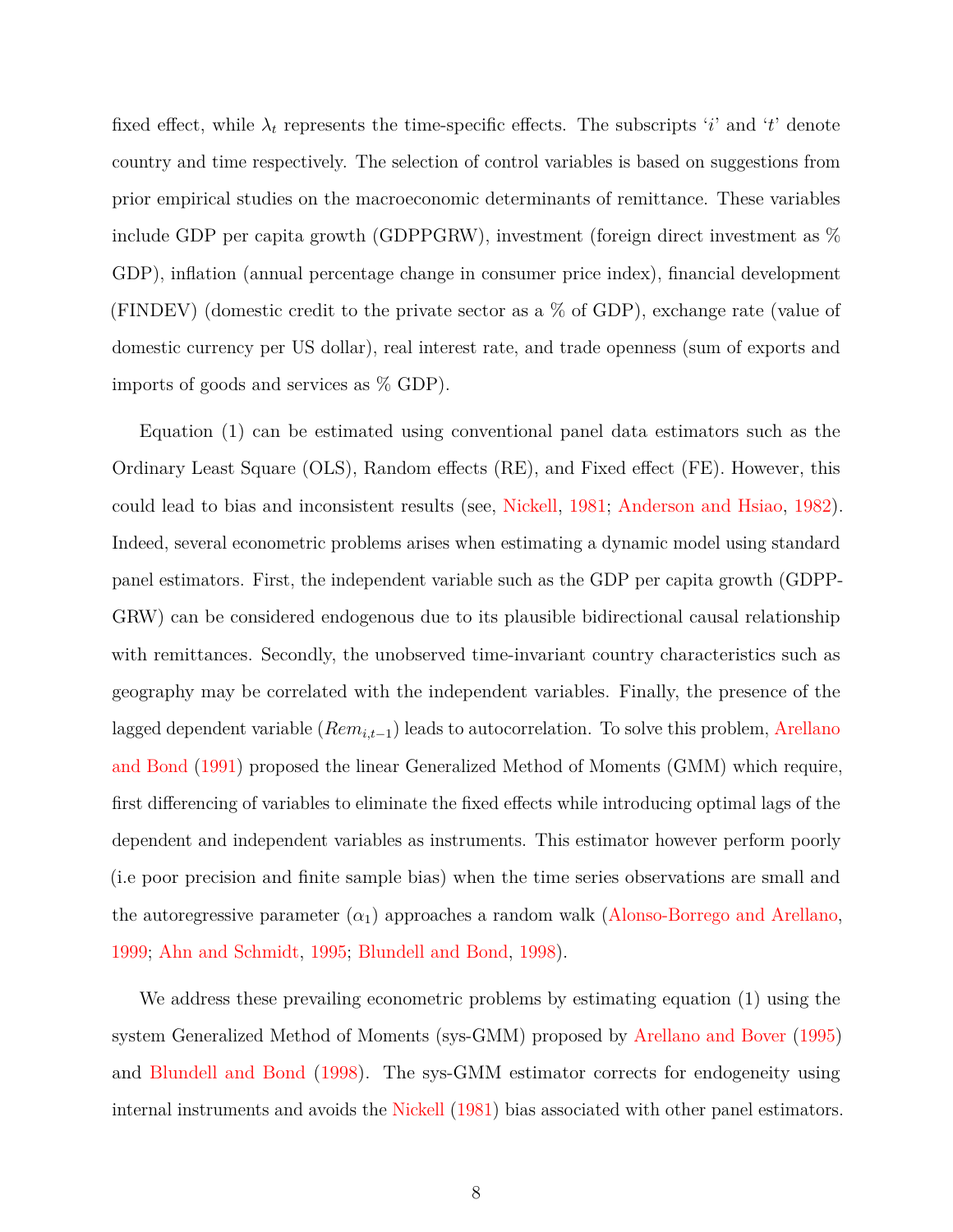fixed effect, while $\lambda_t$ represents the time-specific effects. The subscripts '$i$' and '$t$' denote country and time respectively. The selection of control variables is based on suggestions from prior empirical studies on the macroeconomic determinants of remittance. These variables include GDP per capita growth (GDPPGRW), investment (foreign direct investment as % GDP), inflation (annual percentage change in consumer price index), financial development (FINDEV) (domestic credit to the private sector as a % of GDP), exchange rate (value of domestic currency per US dollar), real interest rate, and trade openness (sum of exports and imports of goods and services as % GDP).

Equation (1) can be estimated using conventional panel data estimators such as the Ordinary Least Square (OLS), Random effects (RE), and Fixed effect (FE). However, this could lead to bias and inconsistent results (see, Nickell, 1981; Anderson and Hsiao, 1982). Indeed, several econometric problems arises when estimating a dynamic model using standard panel estimators. First, the independent variable such as the GDP per capita growth (GDPPGRW) can be considered endogenous due to its plausible bidirectional causal relationship with remittances. Secondly, the unobserved time-invariant country characteristics such as geography may be correlated with the independent variables. Finally, the presence of the lagged dependent variable ($Rem_{i,t-1}$) leads to autocorrelation. To solve this problem, Arellano and Bond (1991) proposed the linear Generalized Method of Moments (GMM) which require, first differencing of variables to eliminate the fixed effects while introducing optimal lags of the dependent and independent variables as instruments. This estimator however perform poorly (i.e poor precision and finite sample bias) when the time series observations are small and the autoregressive parameter ($\alpha_1$) approaches a random walk (Alonso-Borrego and Arellano, 1999; Ahn and Schmidt, 1995; Blundell and Bond, 1998).

We address these prevailing econometric problems by estimating equation (1) using the system Generalized Method of Moments (sys-GMM) proposed by Arellano and Bover (1995) and Blundell and Bond (1998). The sys-GMM estimator corrects for endogeneity using internal instruments and avoids the Nickell (1981) bias associated with other panel estimators.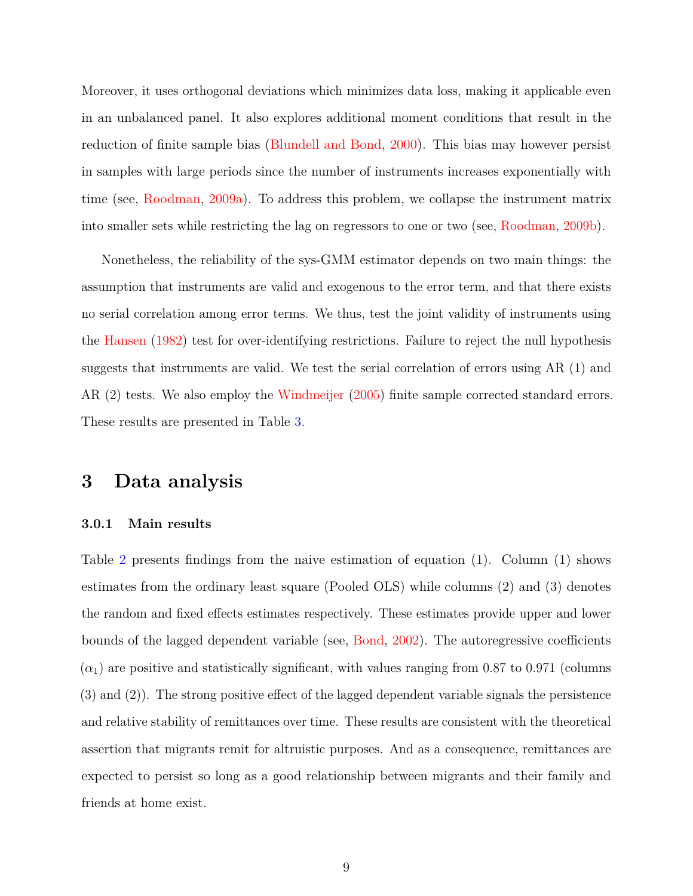Moreover, it uses orthogonal deviations which minimizes data loss, making it applicable even in an unbalanced panel. It also explores additional moment conditions that result in the reduction of finite sample bias (Blundell and Bond, 2000). This bias may however persist in samples with large periods since the number of instruments increases exponentially with time (see, Roodman, 2009a). To address this problem, we collapse the instrument matrix into smaller sets while restricting the lag on regressors to one or two (see, Roodman, 2009b).

Nonetheless, the reliability of the sys-GMM estimator depends on two main things: the assumption that instruments are valid and exogenous to the error term, and that there exists no serial correlation among error terms. We thus, test the joint validity of instruments using the Hansen (1982) test for over-identifying restrictions. Failure to reject the null hypothesis suggests that instruments are valid. We test the serial correlation of errors using AR (1) and AR (2) tests. We also employ the Windmeijer (2005) finite sample corrected standard errors. These results are presented in Table 3.

# 3 Data analysis

### 3.0.1 Main results

Table 2 presents findings from the naive estimation of equation (1). Column (1) shows estimates from the ordinary least square (Pooled OLS) while columns (2) and (3) denotes the random and fixed effects estimates respectively. These estimates provide upper and lower bounds of the lagged dependent variable (see, Bond, 2002). The autoregressive coefficients ($\alpha_1$) are positive and statistically significant, with values ranging from 0.87 to 0.971 (columns (3) and (2)). The strong positive effect of the lagged dependent variable signals the persistence and relative stability of remittances over time. These results are consistent with the theoretical assertion that migrants remit for altruistic purposes. And as a consequence, remittances are expected to persist so long as a good relationship between migrants and their family and friends at home exist.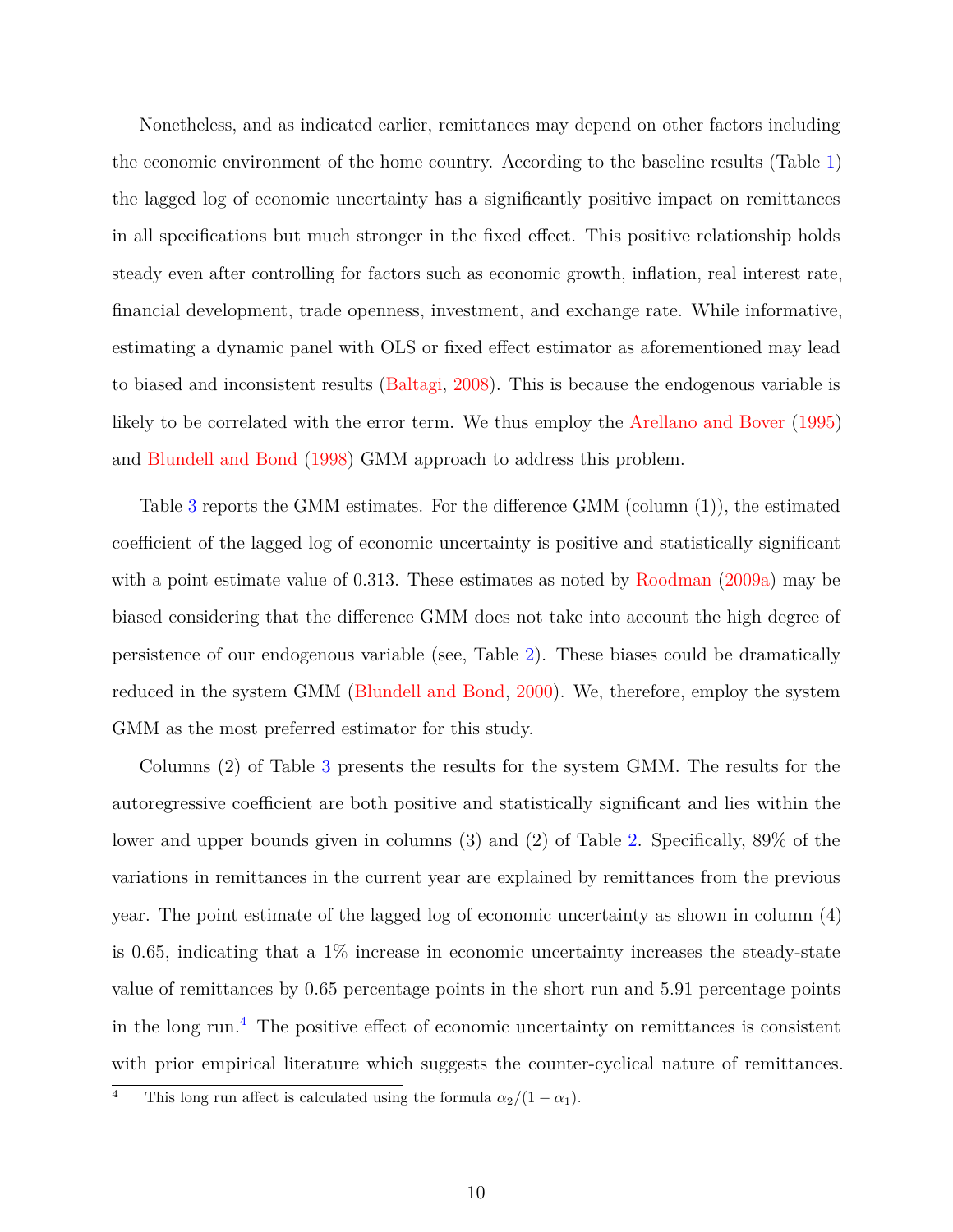Nonetheless, and as indicated earlier, remittances may depend on other factors including the economic environment of the home country. According to the baseline results (Table 1) the lagged log of economic uncertainty has a significantly positive impact on remittances in all specifications but much stronger in the fixed effect. This positive relationship holds steady even after controlling for factors such as economic growth, inflation, real interest rate, financial development, trade openness, investment, and exchange rate. While informative, estimating a dynamic panel with OLS or fixed effect estimator as aforementioned may lead to biased and inconsistent results (Baltagi, 2008). This is because the endogenous variable is likely to be correlated with the error term. We thus employ the Arellano and Bover (1995) and Blundell and Bond (1998) GMM approach to address this problem.

Table 3 reports the GMM estimates. For the difference GMM (column (1)), the estimated coefficient of the lagged log of economic uncertainty is positive and statistically significant with a point estimate value of 0.313. These estimates as noted by Roodman (2009a) may be biased considering that the difference GMM does not take into account the high degree of persistence of our endogenous variable (see, Table 2). These biases could be dramatically reduced in the system GMM (Blundell and Bond, 2000). We, therefore, employ the system GMM as the most preferred estimator for this study.

Columns (2) of Table 3 presents the results for the system GMM. The results for the autoregressive coefficient are both positive and statistically significant and lies within the lower and upper bounds given in columns (3) and (2) of Table 2. Specifically, 89% of the variations in remittances in the current year are explained by remittances from the previous year. The point estimate of the lagged log of economic uncertainty as shown in column (4) is 0.65, indicating that a 1% increase in economic uncertainty increases the steady-state value of remittances by 0.65 percentage points in the short run and 5.91 percentage points in the long run.[4] The positive effect of economic uncertainty on remittances is consistent with prior empirical literature which suggests the counter-cyclical nature of remittances.

[4] This long run affect is calculated using the formula $\alpha_2/(1-\alpha_1)$.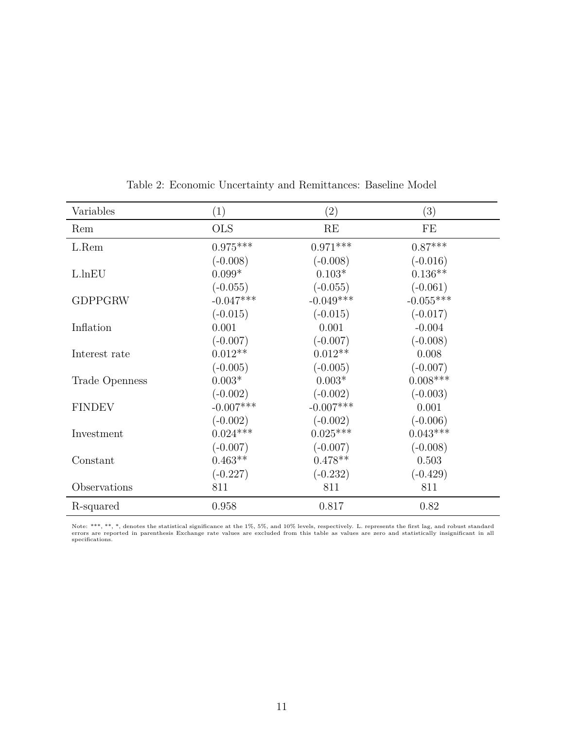Table 2: Economic Uncertainty and Remittances: Baseline Model

| Variables | (1) | (2) | (3) |
|---|---|---|---|
| Rem | OLS | RE | FE |
| L.Rem | 0.975*** | 0.971*** | 0.87*** |
| | (-0.008) | (-0.008) | (-0.016) |
| L.lnEU | 0.099* | 0.103* | 0.136** |
| | (-0.055) | (-0.055) | (-0.061) |
| GDPPGRW | -0.047*** | -0.049*** | -0.055*** |
| | (-0.015) | (-0.015) | (-0.017) |
| Inflation | 0.001 | 0.001 | -0.004 |
| | (-0.007) | (-0.007) | (-0.008) |
| Interest rate | 0.012** | 0.012** | 0.008 |
| | (-0.005) | (-0.005) | (-0.007) |
| Trade Openness | 0.003* | 0.003* | 0.008*** |
| | (-0.002) | (-0.002) | (-0.003) |
| FINDEV | -0.007*** | -0.007*** | 0.001 |
| | (-0.002) | (-0.002) | (-0.006) |
| Investment | 0.024*** | 0.025*** | 0.043*** |
| | (-0.007) | (-0.007) | (-0.008) |
| Constant | 0.463** | 0.478** | 0.503 |
| | (-0.227) | (-0.232) | (-0.429) |
| Observations | 811 | 811 | 811 |
| R-squared | 0.958 | 0.817 | 0.82 |

Note: ***, **, *, denotes the statistical significance at the 1%, 5%, and 10% levels, respectively. L. represents the first lag, and robust standard errors are reported in parenthesis Exchange rate values are excluded from this table as values are zero and statistically insignificant in all specifications.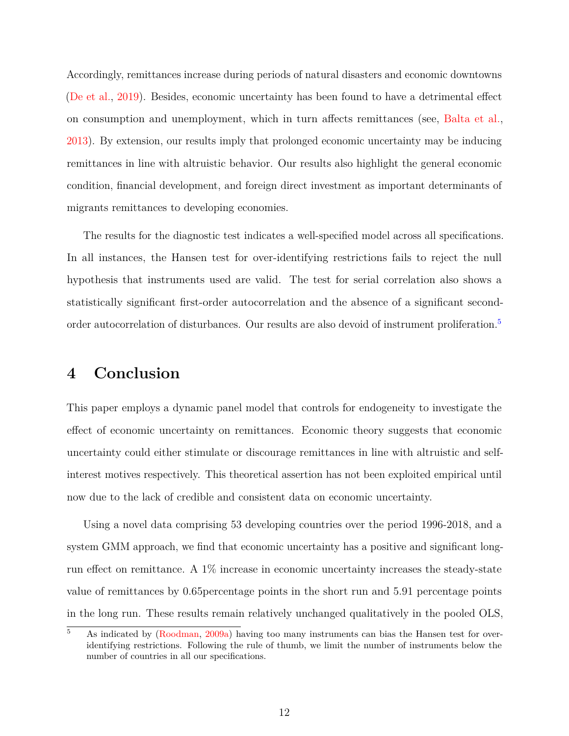Accordingly, remittances increase during periods of natural disasters and economic downtowns (De et al., 2019). Besides, economic uncertainty has been found to have a detrimental effect on consumption and unemployment, which in turn affects remittances (see, Balta et al., 2013). By extension, our results imply that prolonged economic uncertainty may be inducing remittances in line with altruistic behavior. Our results also highlight the general economic condition, financial development, and foreign direct investment as important determinants of migrants remittances to developing economies.

The results for the diagnostic test indicates a well-specified model across all specifications. In all instances, the Hansen test for over-identifying restrictions fails to reject the null hypothesis that instruments used are valid. The test for serial correlation also shows a statistically significant first-order autocorrelation and the absence of a significant second-order autocorrelation of disturbances. Our results are also devoid of instrument proliferation.[5]

# 4 Conclusion

This paper employs a dynamic panel model that controls for endogeneity to investigate the effect of economic uncertainty on remittances. Economic theory suggests that economic uncertainty could either stimulate or discourage remittances in line with altruistic and self-interest motives respectively. This theoretical assertion has not been exploited empirical until now due to the lack of credible and consistent data on economic uncertainty.

Using a novel data comprising 53 developing countries over the period 1996-2018, and a system GMM approach, we find that economic uncertainty has a positive and significant long-run effect on remittance. A 1% increase in economic uncertainty increases the steady-state value of remittances by 0.65percentage points in the short run and 5.91 percentage points in the long run. These results remain relatively unchanged qualitatively in the pooled OLS,

[5] As indicated by (Roodman, 2009a) having too many instruments can bias the Hansen test for over-identifying restrictions. Following the rule of thumb, we limit the number of instruments below the number of countries in all our specifications.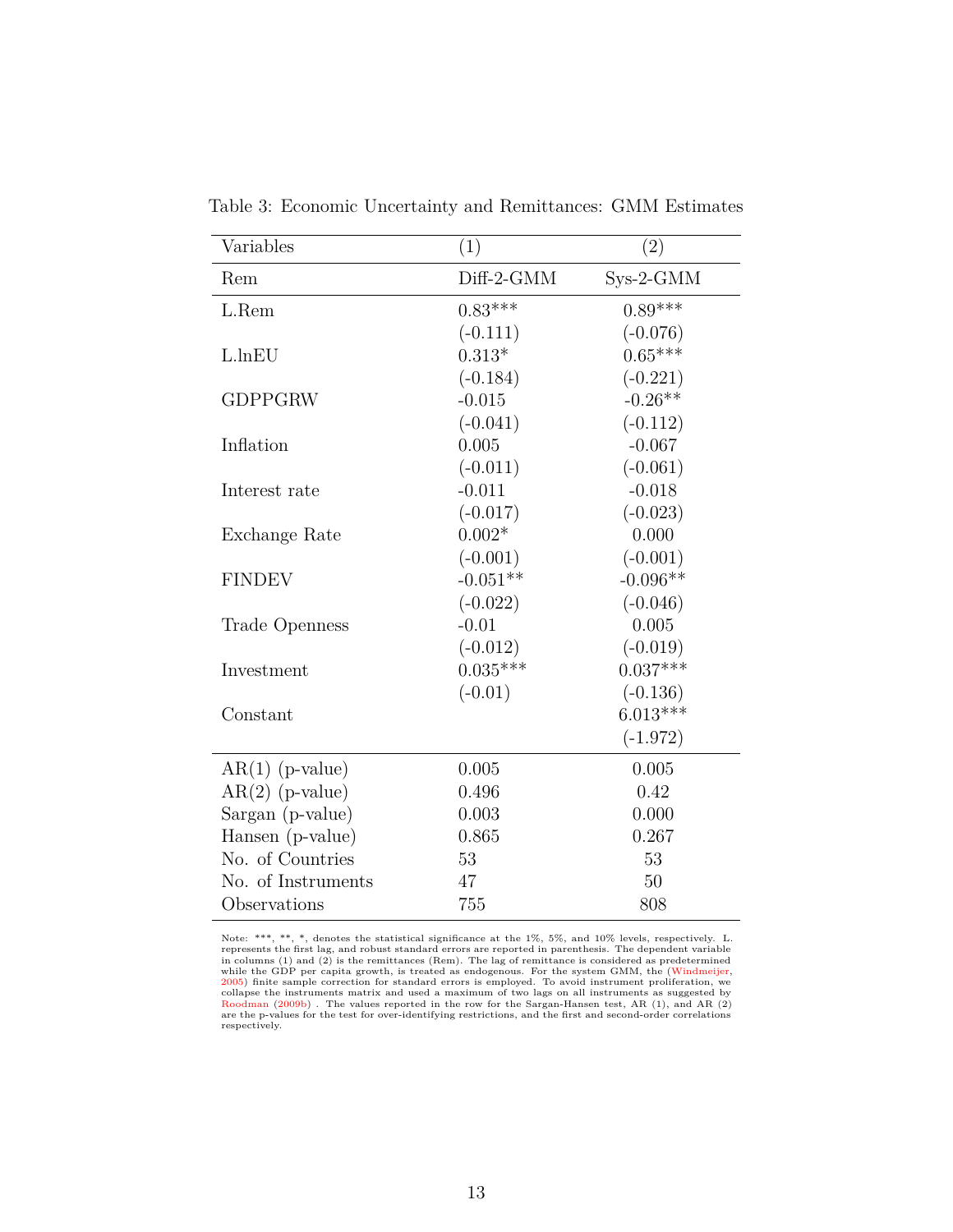Table 3: Economic Uncertainty and Remittances: GMM Estimates

| Variables | (1) | (2) |
|---|---|---|
| Rem | Diff-2-GMM | Sys-2-GMM |
| L.Rem | 0.83*** | 0.89*** |
| | (-0.111) | (-0.076) |
| L.lnEU | 0.313* | 0.65*** |
| | (-0.184) | (-0.221) |
| GDPPGRW | -0.015 | -0.26** |
| | (-0.041) | (-0.112) |
| Inflation | 0.005 | -0.067 |
| | (-0.011) | (-0.061) |
| Interest rate | -0.011 | -0.018 |
| | (-0.017) | (-0.023) |
| Exchange Rate | 0.002* | 0.000 |
| | (-0.001) | (-0.001) |
| FINDEV | -0.051** | -0.096** |
| | (-0.022) | (-0.046) |
| Trade Openness | -0.01 | 0.005 |
| | (-0.012) | (-0.019) |
| Investment | 0.035*** | 0.037*** |
| | (-0.01) | (-0.136) |
| Constant | | 6.013*** |
| | | (-1.972) |
| AR(1) (p-value) | 0.005 | 0.005 |
| AR(2) (p-value) | 0.496 | 0.42 |
| Sargan (p-value) | 0.003 | 0.000 |
| Hansen (p-value) | 0.865 | 0.267 |
| No. of Countries | 53 | 53 |
| No. of Instruments | 47 | 50 |
| Observations | 755 | 808 |

Note: ***, **, *, denotes the statistical significance at the 1%, 5%, and 10% levels, respectively. L. represents the first lag, and robust standard errors are reported in parenthesis. The dependent variable in columns (1) and (2) is the remittances (Rem). The lag of remittance is considered as predetermined while the GDP per capita growth, is treated as endogenous. For the system GMM, the (Windmeijer, 2005) finite sample correction for standard errors is employed. To avoid instrument proliferation, we collapse the instruments matrix and used a maximum of two lags on all instruments as suggested by Roodman (2009b) . The values reported in the row for the Sargan-Hansen test, AR (1), and AR (2) are the p-values for the test for over-identifying restrictions, and the first and second-order correlations respectively.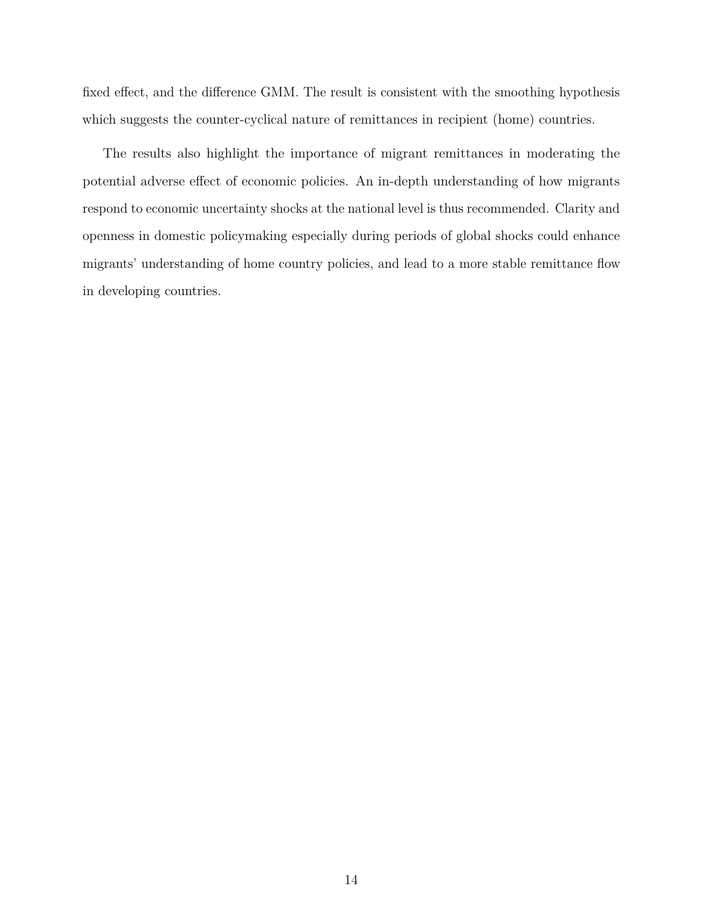fixed effect, and the difference GMM. The result is consistent with the smoothing hypothesis which suggests the counter-cyclical nature of remittances in recipient (home) countries.

The results also highlight the importance of migrant remittances in moderating the potential adverse effect of economic policies. An in-depth understanding of how migrants respond to economic uncertainty shocks at the national level is thus recommended. Clarity and openness in domestic policymaking especially during periods of global shocks could enhance migrants' understanding of home country policies, and lead to a more stable remittance flow in developing countries.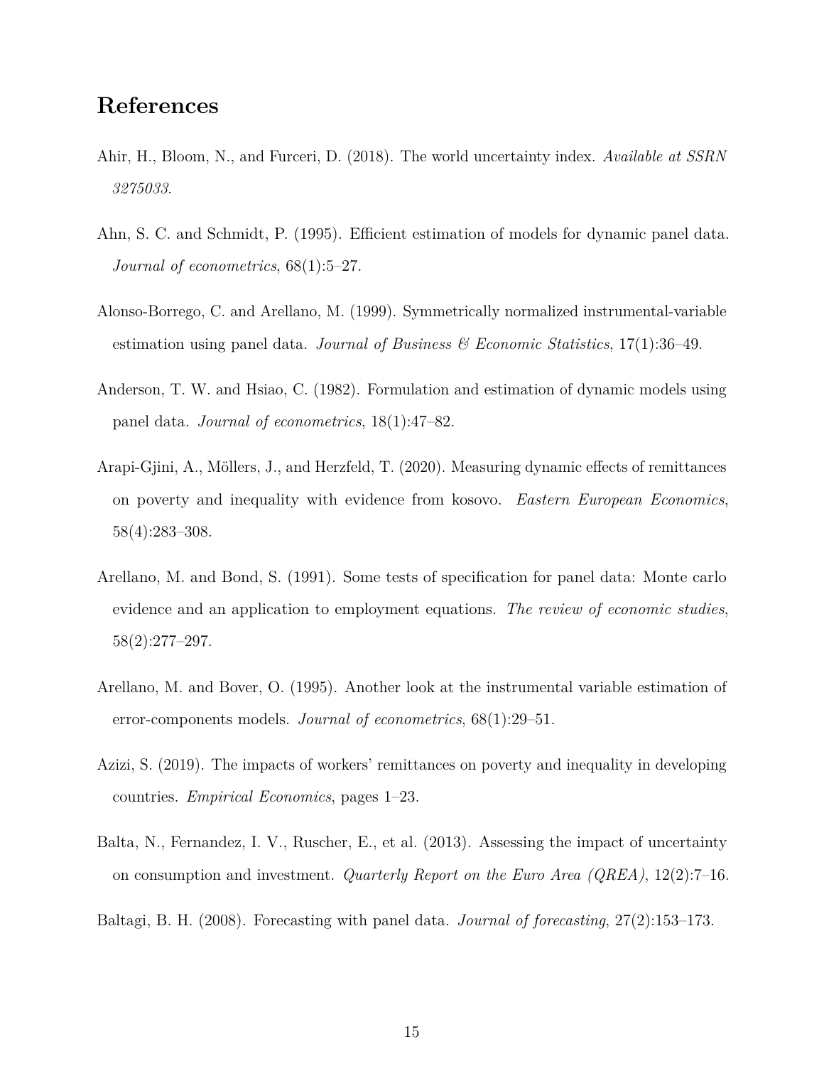## References

Ahir, H., Bloom, N., and Furceri, D. (2018). The world uncertainty index. *Available at SSRN 3275033*.

Ahn, S. C. and Schmidt, P. (1995). Efficient estimation of models for dynamic panel data. *Journal of econometrics*, 68(1):5–27.

Alonso-Borrego, C. and Arellano, M. (1999). Symmetrically normalized instrumental-variable estimation using panel data. *Journal of Business & Economic Statistics*, 17(1):36–49.

Anderson, T. W. and Hsiao, C. (1982). Formulation and estimation of dynamic models using panel data. *Journal of econometrics*, 18(1):47–82.

Arapi-Gjini, A., Möllers, J., and Herzfeld, T. (2020). Measuring dynamic effects of remittances on poverty and inequality with evidence from kosovo. *Eastern European Economics*, 58(4):283–308.

Arellano, M. and Bond, S. (1991). Some tests of specification for panel data: Monte carlo evidence and an application to employment equations. *The review of economic studies*, 58(2):277–297.

Arellano, M. and Bover, O. (1995). Another look at the instrumental variable estimation of error-components models. *Journal of econometrics*, 68(1):29–51.

Azizi, S. (2019). The impacts of workers' remittances on poverty and inequality in developing countries. *Empirical Economics*, pages 1–23.

Balta, N., Fernandez, I. V., Ruscher, E., et al. (2013). Assessing the impact of uncertainty on consumption and investment. *Quarterly Report on the Euro Area (QREA)*, 12(2):7–16.

Baltagi, B. H. (2008). Forecasting with panel data. *Journal of forecasting*, 27(2):153–173.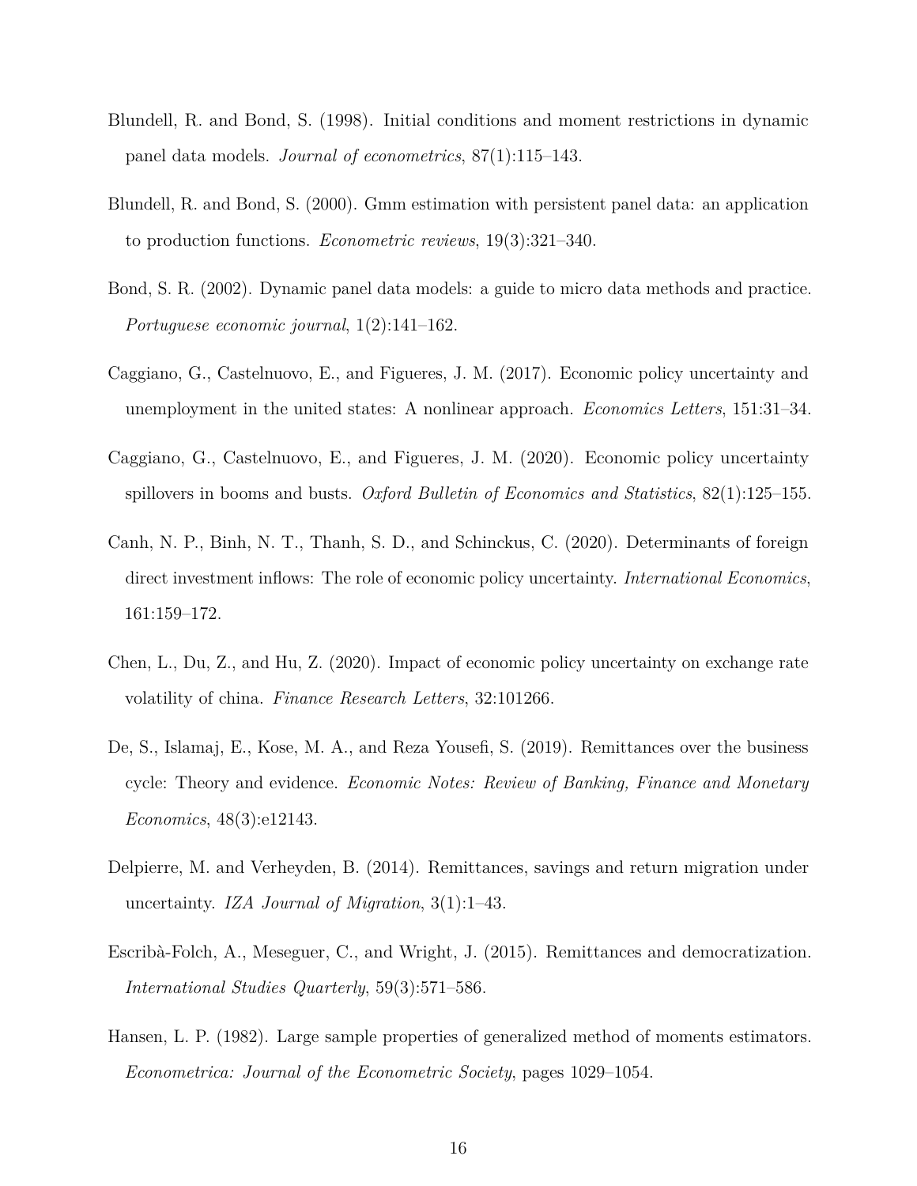Blundell, R. and Bond, S. (1998). Initial conditions and moment restrictions in dynamic panel data models. *Journal of econometrics*, 87(1):115–143.

Blundell, R. and Bond, S. (2000). Gmm estimation with persistent panel data: an application to production functions. *Econometric reviews*, 19(3):321–340.

Bond, S. R. (2002). Dynamic panel data models: a guide to micro data methods and practice. *Portuguese economic journal*, 1(2):141–162.

Caggiano, G., Castelnuovo, E., and Figueres, J. M. (2017). Economic policy uncertainty and unemployment in the united states: A nonlinear approach. *Economics Letters*, 151:31–34.

Caggiano, G., Castelnuovo, E., and Figueres, J. M. (2020). Economic policy uncertainty spillovers in booms and busts. *Oxford Bulletin of Economics and Statistics*, 82(1):125–155.

Canh, N. P., Binh, N. T., Thanh, S. D., and Schinckus, C. (2020). Determinants of foreign direct investment inflows: The role of economic policy uncertainty. *International Economics*, 161:159–172.

Chen, L., Du, Z., and Hu, Z. (2020). Impact of economic policy uncertainty on exchange rate volatility of china. *Finance Research Letters*, 32:101266.

De, S., Islamaj, E., Kose, M. A., and Reza Yousefi, S. (2019). Remittances over the business cycle: Theory and evidence. *Economic Notes: Review of Banking, Finance and Monetary Economics*, 48(3):e12143.

Delpierre, M. and Verheyden, B. (2014). Remittances, savings and return migration under uncertainty. *IZA Journal of Migration*, 3(1):1–43.

Escribà-Folch, A., Meseguer, C., and Wright, J. (2015). Remittances and democratization. *International Studies Quarterly*, 59(3):571–586.

Hansen, L. P. (1982). Large sample properties of generalized method of moments estimators. *Econometrica: Journal of the Econometric Society*, pages 1029–1054.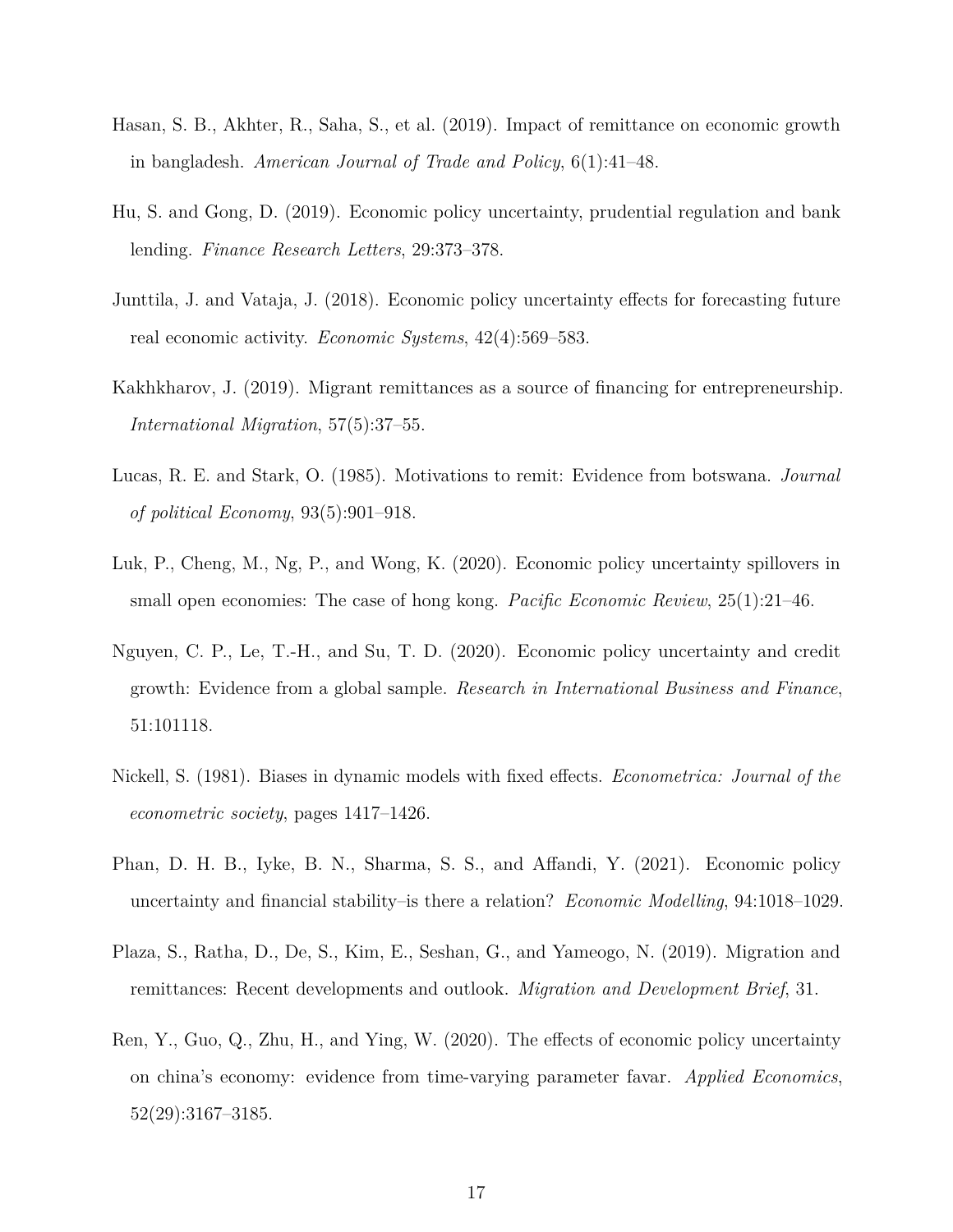Hasan, S. B., Akhter, R., Saha, S., et al. (2019). Impact of remittance on economic growth in bangladesh. *American Journal of Trade and Policy*, 6(1):41–48.

Hu, S. and Gong, D. (2019). Economic policy uncertainty, prudential regulation and bank lending. *Finance Research Letters*, 29:373–378.

Junttila, J. and Vataja, J. (2018). Economic policy uncertainty effects for forecasting future real economic activity. *Economic Systems*, 42(4):569–583.

Kakhkharov, J. (2019). Migrant remittances as a source of financing for entrepreneurship. *International Migration*, 57(5):37–55.

Lucas, R. E. and Stark, O. (1985). Motivations to remit: Evidence from botswana. *Journal of political Economy*, 93(5):901–918.

Luk, P., Cheng, M., Ng, P., and Wong, K. (2020). Economic policy uncertainty spillovers in small open economies: The case of hong kong. *Pacific Economic Review*, 25(1):21–46.

Nguyen, C. P., Le, T.-H., and Su, T. D. (2020). Economic policy uncertainty and credit growth: Evidence from a global sample. *Research in International Business and Finance*, 51:101118.

Nickell, S. (1981). Biases in dynamic models with fixed effects. *Econometrica: Journal of the econometric society*, pages 1417–1426.

Phan, D. H. B., Iyke, B. N., Sharma, S. S., and Affandi, Y. (2021). Economic policy uncertainty and financial stability–is there a relation? *Economic Modelling*, 94:1018–1029.

Plaza, S., Ratha, D., De, S., Kim, E., Seshan, G., and Yameogo, N. (2019). Migration and remittances: Recent developments and outlook. *Migration and Development Brief*, 31.

Ren, Y., Guo, Q., Zhu, H., and Ying, W. (2020). The effects of economic policy uncertainty on china's economy: evidence from time-varying parameter favar. *Applied Economics*, 52(29):3167–3185.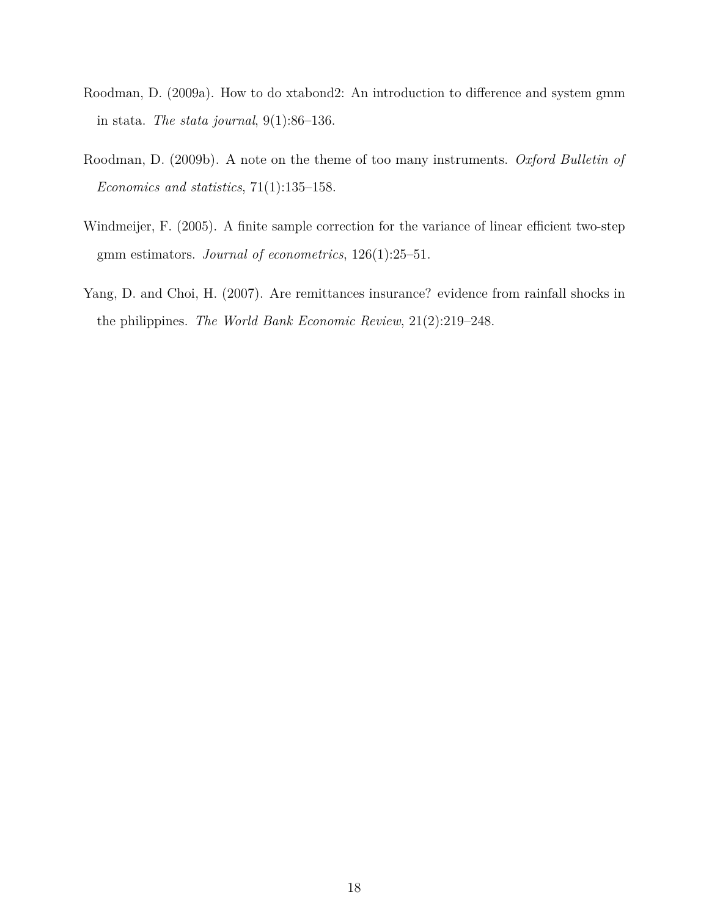Roodman, D. (2009a). How to do xtabond2: An introduction to difference and system gmm in stata. *The stata journal*, 9(1):86–136.

Roodman, D. (2009b). A note on the theme of too many instruments. *Oxford Bulletin of Economics and statistics*, 71(1):135–158.

Windmeijer, F. (2005). A finite sample correction for the variance of linear efficient two-step gmm estimators. *Journal of econometrics*, 126(1):25–51.

Yang, D. and Choi, H. (2007). Are remittances insurance? evidence from rainfall shocks in the philippines. *The World Bank Economic Review*, 21(2):219–248.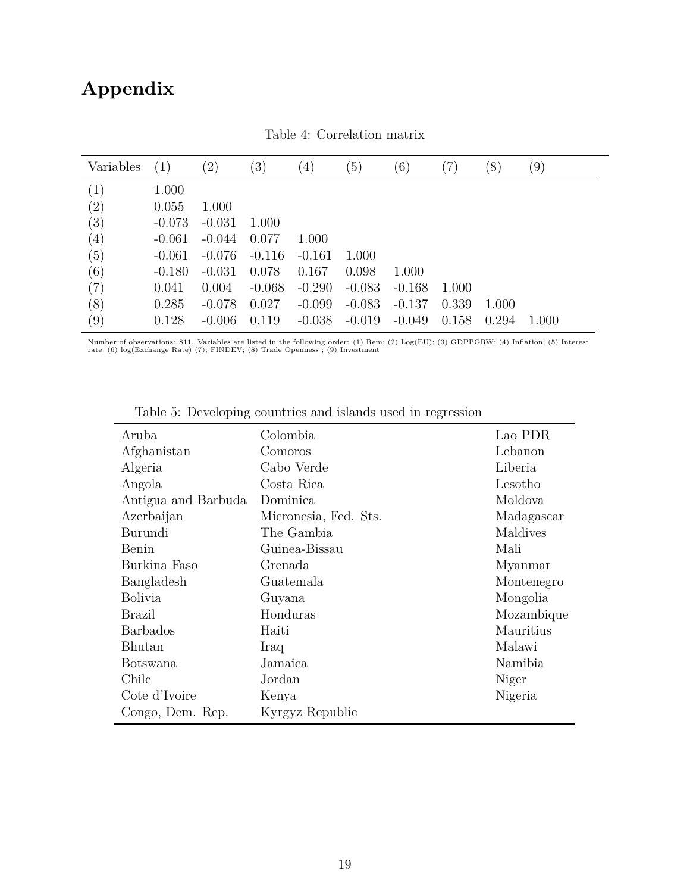# Appendix

Table 4: Correlation matrix

| Variables | (1) | (2) | (3) | (4) | (5) | (6) | (7) | (8) | (9) |
|---|---|---|---|---|---|---|---|---|---|
| (1) | 1.000 | | | | | | | | |
| (2) | 0.055 | 1.000 | | | | | | | |
| (3) | -0.073 | -0.031 | 1.000 | | | | | | |
| (4) | -0.061 | -0.044 | 0.077 | 1.000 | | | | | |
| (5) | -0.061 | -0.076 | -0.116 | -0.161 | 1.000 | | | | |
| (6) | -0.180 | -0.031 | 0.078 | 0.167 | 0.098 | 1.000 | | | |
| (7) | 0.041 | 0.004 | -0.068 | -0.290 | -0.083 | -0.168 | 1.000 | | |
| (8) | 0.285 | -0.078 | 0.027 | -0.099 | -0.083 | -0.137 | 0.339 | 1.000 | |
| (9) | 0.128 | -0.006 | 0.119 | -0.038 | -0.019 | -0.049 | 0.158 | 0.294 | 1.000 |

Number of observations: 811. Variables are listed in the following order: (1) Rem; (2) Log(EU); (3) GDPPGRW; (4) Inflation; (5) Interest rate; (6) log(Exchange Rate) (7); FINDEV; (8) Trade Openness ; (9) Investment

Table 5: Developing countries and islands used in regression

| | | |
|---|---|---|
| Aruba | Colombia | Lao PDR |
| Afghanistan | Comoros | Lebanon |
| Algeria | Cabo Verde | Liberia |
| Angola | Costa Rica | Lesotho |
| Antigua and Barbuda | Dominica | Moldova |
| Azerbaijan | Micronesia, Fed. Sts. | Madagascar |
| Burundi | The Gambia | Maldives |
| Benin | Guinea-Bissau | Mali |
| Burkina Faso | Grenada | Myanmar |
| Bangladesh | Guatemala | Montenegro |
| Bolivia | Guyana | Mongolia |
| Brazil | Honduras | Mozambique |
| Barbados | Haiti | Mauritius |
| Bhutan | Iraq | Malawi |
| Botswana | Jamaica | Namibia |
| Chile | Jordan | Niger |
| Cote d'Ivoire | Kenya | Nigeria |
| Congo, Dem. Rep. | Kyrgyz Republic | |